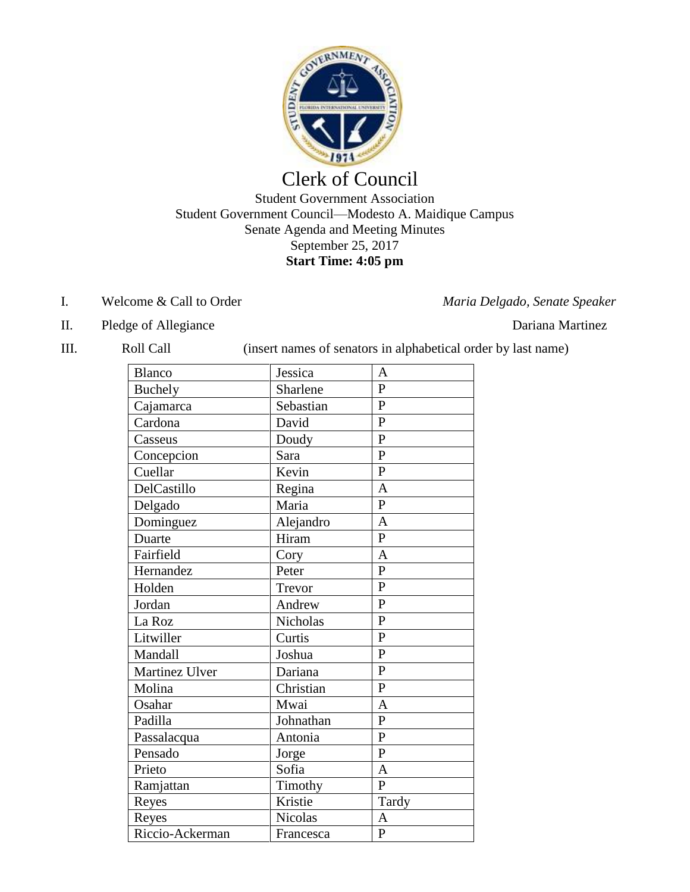# Clerk of Council

Student Government Association
Student Government Council—Modesto A. Maidique Campus
Senate Agenda and Meeting Minutes
September 25, 2017
**Start Time: 4:05 pm**

I. Welcome & Call to Order — *Maria Delgado, Senate Speaker*

II. Pledge of Allegiance — Dariana Martinez

III. Roll Call (insert names of senators in alphabetical order by last name)

| | | |
|---|---|---|
| Blanco | Jessica | A |
| Buchely | Sharlene | P |
| Cajamarca | Sebastian | P |
| Cardona | David | P |
| Casseus | Doudy | P |
| Concepcion | Sara | P |
| Cuellar | Kevin | P |
| DelCastillo | Regina | A |
| Delgado | Maria | P |
| Dominguez | Alejandro | A |
| Duarte | Hiram | P |
| Fairfield | Cory | A |
| Hernandez | Peter | P |
| Holden | Trevor | P |
| Jordan | Andrew | P |
| La Roz | Nicholas | P |
| Litwiller | Curtis | P |
| Mandall | Joshua | P |
| Martinez Ulver | Dariana | P |
| Molina | Christian | P |
| Osahar | Mwai | A |
| Padilla | Johnathan | P |
| Passalacqua | Antonia | P |
| Pensado | Jorge | P |
| Prieto | Sofia | A |
| Ramjattan | Timothy | P |
| Reyes | Kristie | Tardy |
| Reyes | Nicolas | A |
| Riccio-Ackerman | Francesca | P |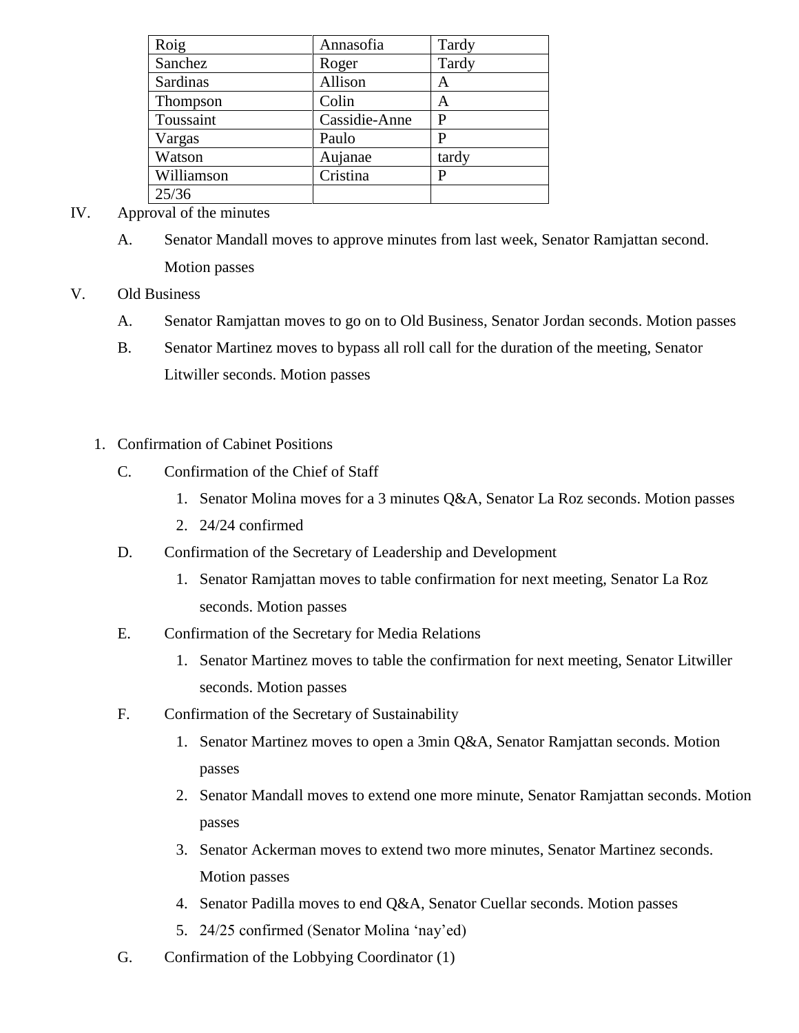| Roig | Annasofia | Tardy |
|---|---|---|
| Sanchez | Roger | Tardy |
| Sardinas | Allison | A |
| Thompson | Colin | A |
| Toussaint | Cassidie-Anne | P |
| Vargas | Paulo | P |
| Watson | Aujanae | tardy |
| Williamson | Cristina | P |
| 25/36 | | |

IV. Approval of the minutes

A. Senator Mandall moves to approve minutes from last week, Senator Ramjattan second. Motion passes

V. Old Business

A. Senator Ramjattan moves to go on to Old Business, Senator Jordan seconds. Motion passes

B. Senator Martinez moves to bypass all roll call for the duration of the meeting, Senator Litwiller seconds. Motion passes

1. Confirmation of Cabinet Positions

C. Confirmation of the Chief of Staff

1. Senator Molina moves for a 3 minutes Q&A, Senator La Roz seconds. Motion passes
2. 24/24 confirmed

D. Confirmation of the Secretary of Leadership and Development

1. Senator Ramjattan moves to table confirmation for next meeting, Senator La Roz seconds. Motion passes

E. Confirmation of the Secretary for Media Relations

1. Senator Martinez moves to table the confirmation for next meeting, Senator Litwiller seconds. Motion passes

F. Confirmation of the Secretary of Sustainability

1. Senator Martinez moves to open a 3min Q&A, Senator Ramjattan seconds. Motion passes
2. Senator Mandall moves to extend one more minute, Senator Ramjattan seconds. Motion passes
3. Senator Ackerman moves to extend two more minutes, Senator Martinez seconds. Motion passes
4. Senator Padilla moves to end Q&A, Senator Cuellar seconds. Motion passes
5. 24/25 confirmed (Senator Molina 'nay'ed)

G. Confirmation of the Lobbying Coordinator (1)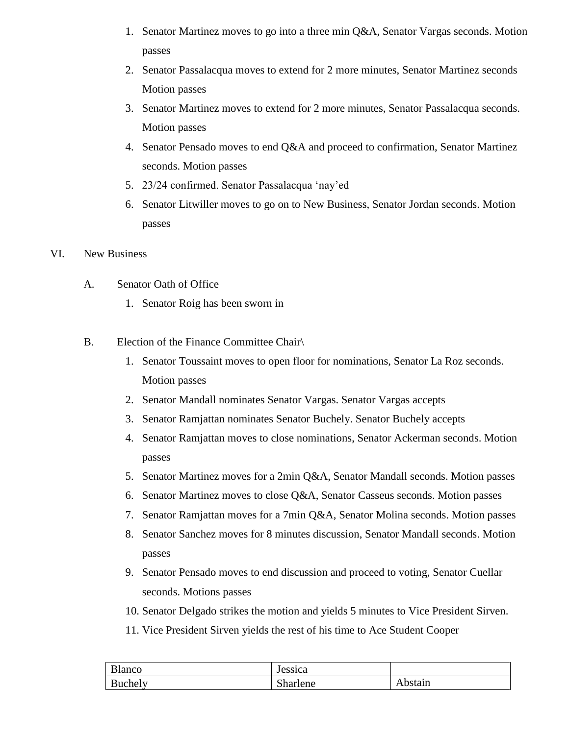1. Senator Martinez moves to go into a three min Q&A, Senator Vargas seconds. Motion passes
2. Senator Passalacqua moves to extend for 2 more minutes, Senator Martinez seconds Motion passes
3. Senator Martinez moves to extend for 2 more minutes, Senator Passalacqua seconds. Motion passes
4. Senator Pensado moves to end Q&A and proceed to confirmation, Senator Martinez seconds. Motion passes
5. 23/24 confirmed. Senator Passalacqua 'nay'ed
6. Senator Litwiller moves to go on to New Business, Senator Jordan seconds. Motion passes

VI. New Business

A. Senator Oath of Office

1. Senator Roig has been sworn in

B. Election of the Finance Committee Chair\

1. Senator Toussaint moves to open floor for nominations, Senator La Roz seconds. Motion passes
2. Senator Mandall nominates Senator Vargas. Senator Vargas accepts
3. Senator Ramjattan nominates Senator Buchely. Senator Buchely accepts
4. Senator Ramjattan moves to close nominations, Senator Ackerman seconds. Motion passes
5. Senator Martinez moves for a 2min Q&A, Senator Mandall seconds. Motion passes
6. Senator Martinez moves to close Q&A, Senator Casseus seconds. Motion passes
7. Senator Ramjattan moves for a 7min Q&A, Senator Molina seconds. Motion passes
8. Senator Sanchez moves for 8 minutes discussion, Senator Mandall seconds. Motion passes
9. Senator Pensado moves to end discussion and proceed to voting, Senator Cuellar seconds. Motions passes
10. Senator Delgado strikes the motion and yields 5 minutes to Vice President Sirven.
11. Vice President Sirven yields the rest of his time to Ace Student Cooper

| Blanco | Jessica | |
|---|---|---|
| Buchely | Sharlene | Abstain |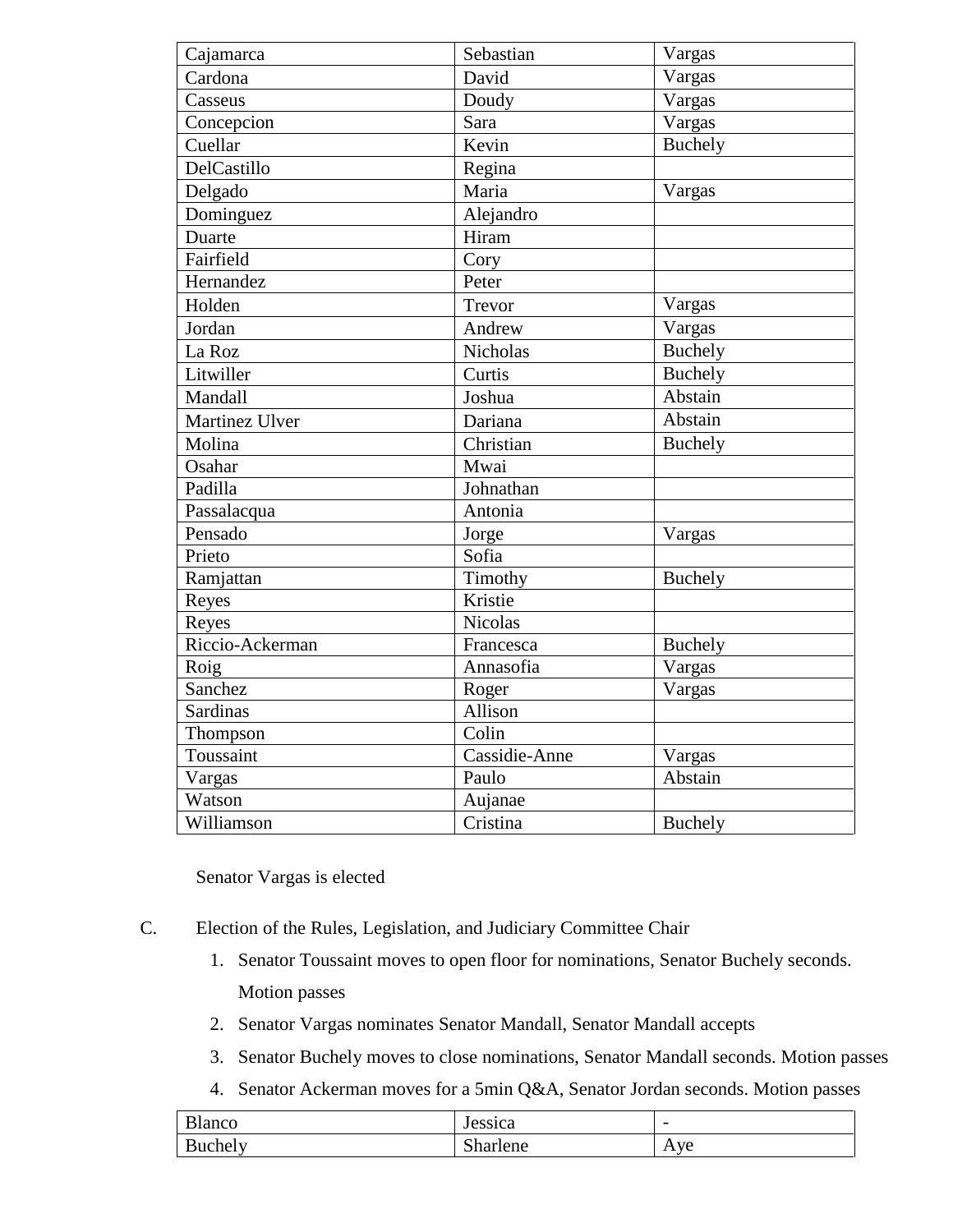| | | |
|---|---|---|
| Cajamarca | Sebastian | Vargas |
| Cardona | David | Vargas |
| Casseus | Doudy | Vargas |
| Concepcion | Sara | Vargas |
| Cuellar | Kevin | Buchely |
| DelCastillo | Regina | |
| Delgado | Maria | Vargas |
| Dominguez | Alejandro | |
| Duarte | Hiram | |
| Fairfield | Cory | |
| Hernandez | Peter | |
| Holden | Trevor | Vargas |
| Jordan | Andrew | Vargas |
| La Roz | Nicholas | Buchely |
| Litwiller | Curtis | Buchely |
| Mandall | Joshua | Abstain |
| Martinez Ulver | Dariana | Abstain |
| Molina | Christian | Buchely |
| Osahar | Mwai | |
| Padilla | Johnathan | |
| Passalacqua | Antonia | |
| Pensado | Jorge | Vargas |
| Prieto | Sofia | |
| Ramjattan | Timothy | Buchely |
| Reyes | Kristie | |
| Reyes | Nicolas | |
| Riccio-Ackerman | Francesca | Buchely |
| Roig | Annasofia | Vargas |
| Sanchez | Roger | Vargas |
| Sardinas | Allison | |
| Thompson | Colin | |
| Toussaint | Cassidie-Anne | Vargas |
| Vargas | Paulo | Abstain |
| Watson | Aujanae | |
| Williamson | Cristina | Buchely |

Senator Vargas is elected

C. Election of the Rules, Legislation, and Judiciary Committee Chair

1. Senator Toussaint moves to open floor for nominations, Senator Buchely seconds. Motion passes
2. Senator Vargas nominates Senator Mandall, Senator Mandall accepts
3. Senator Buchely moves to close nominations, Senator Mandall seconds. Motion passes
4. Senator Ackerman moves for a 5min Q&A, Senator Jordan seconds. Motion passes

| | | |
|---|---|---|
| Blanco | Jessica | - |
| Buchely | Sharlene | Aye |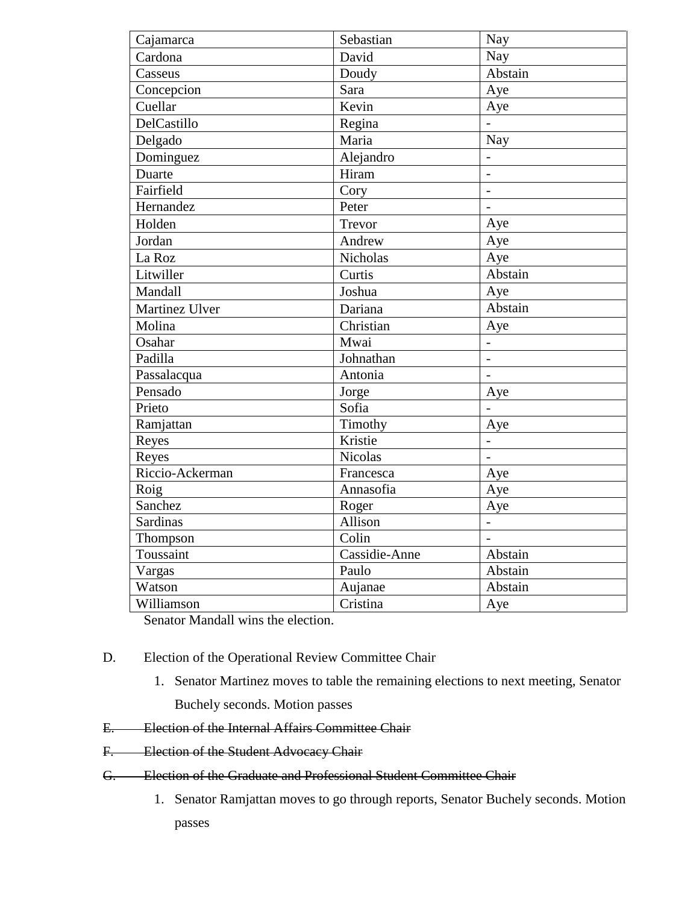| Cajamarca | Sebastian | Nay |
|---|---|---|
| Cardona | David | Nay |
| Casseus | Doudy | Abstain |
| Concepcion | Sara | Aye |
| Cuellar | Kevin | Aye |
| DelCastillo | Regina | - |
| Delgado | Maria | Nay |
| Dominguez | Alejandro | - |
| Duarte | Hiram | - |
| Fairfield | Cory | - |
| Hernandez | Peter | - |
| Holden | Trevor | Aye |
| Jordan | Andrew | Aye |
| La Roz | Nicholas | Aye |
| Litwiller | Curtis | Abstain |
| Mandall | Joshua | Aye |
| Martinez Ulver | Dariana | Abstain |
| Molina | Christian | Aye |
| Osahar | Mwai | - |
| Padilla | Johnathan | - |
| Passalacqua | Antonia | - |
| Pensado | Jorge | Aye |
| Prieto | Sofia | - |
| Ramjattan | Timothy | Aye |
| Reyes | Kristie | - |
| Reyes | Nicolas | - |
| Riccio-Ackerman | Francesca | Aye |
| Roig | Annasofia | Aye |
| Sanchez | Roger | Aye |
| Sardinas | Allison | - |
| Thompson | Colin | - |
| Toussaint | Cassidie-Anne | Abstain |
| Vargas | Paulo | Abstain |
| Watson | Aujanae | Abstain |
| Williamson | Cristina | Aye |

Senator Mandall wins the election.

D. Election of the Operational Review Committee Chair

1. Senator Martinez moves to table the remaining elections to next meeting, Senator Buchely seconds. Motion passes

~~E. Election of the Internal Affairs Committee Chair~~

~~F. Election of the Student Advocacy Chair~~

~~G. Election of the Graduate and Professional Student Committee Chair~~

1. Senator Ramjattan moves to go through reports, Senator Buchely seconds. Motion passes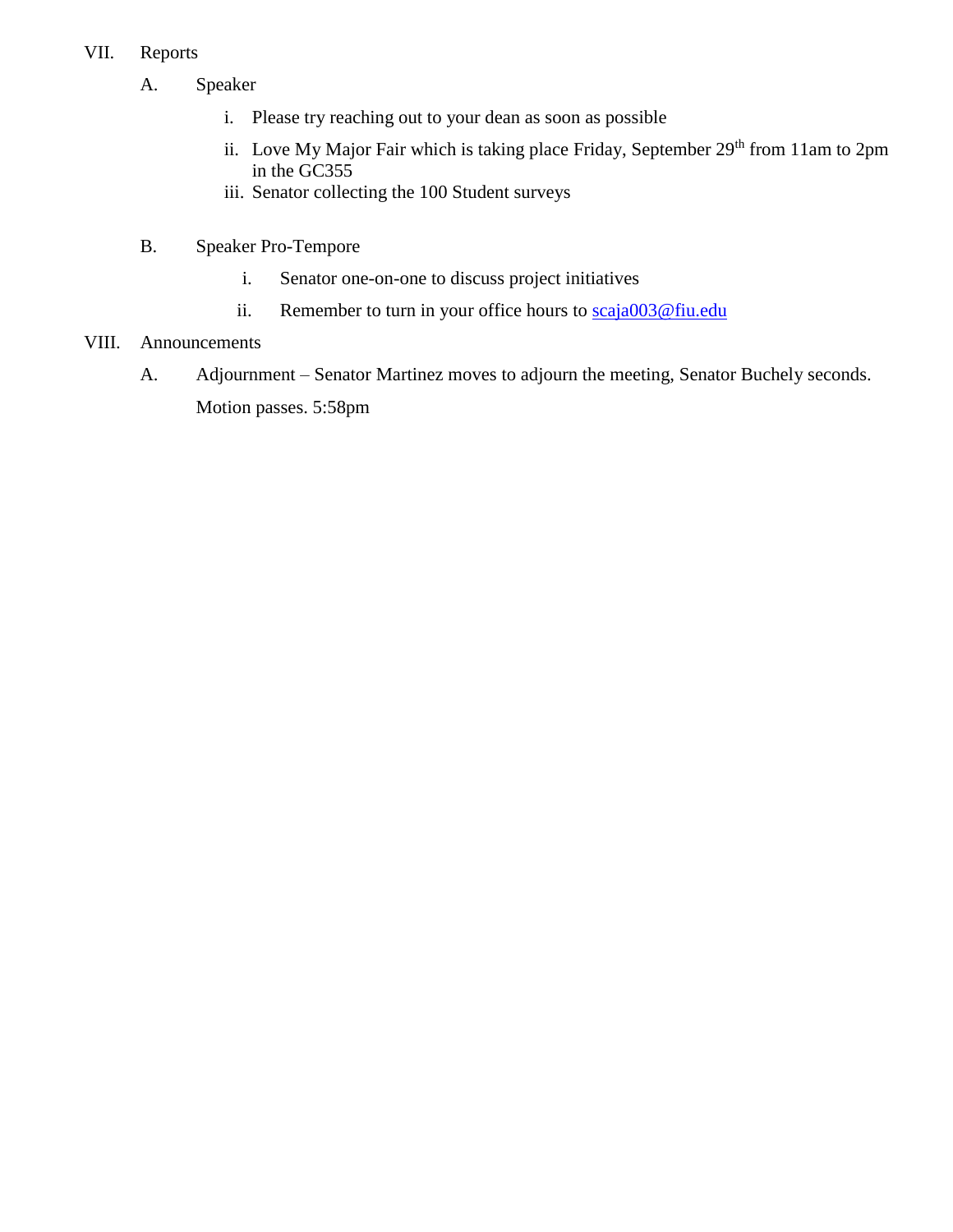VII. Reports

A. Speaker

i. Please try reaching out to your dean as soon as possible

ii. Love My Major Fair which is taking place Friday, September 29th from 11am to 2pm in the GC355

iii. Senator collecting the 100 Student surveys

B. Speaker Pro-Tempore

i. Senator one-on-one to discuss project initiatives

ii. Remember to turn in your office hours to scaja003@fiu.edu

VIII. Announcements

A. Adjournment – Senator Martinez moves to adjourn the meeting, Senator Buchely seconds. Motion passes. 5:58pm